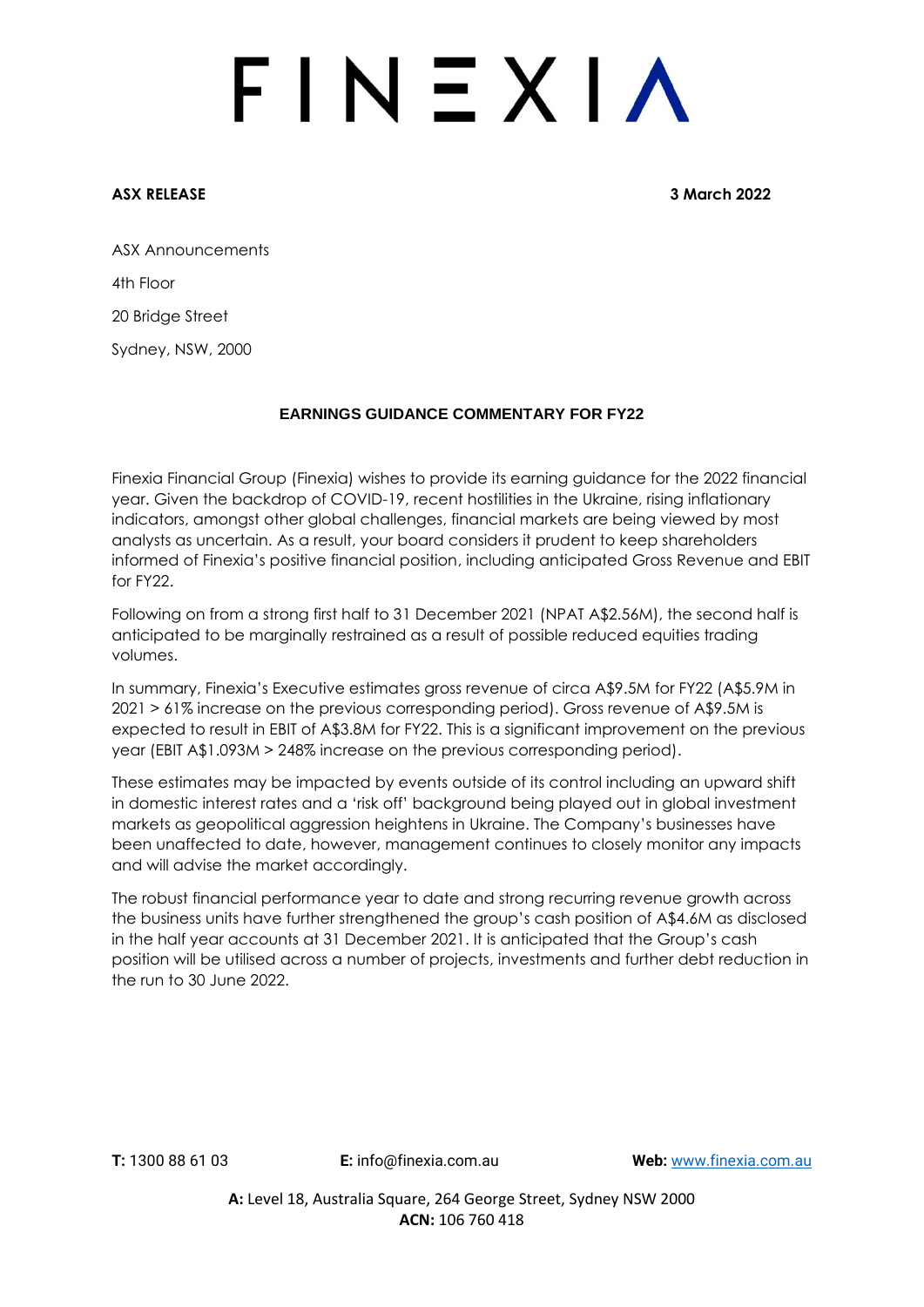# FINEXIA

**ASX RELEASE** **3 March 2022**

ASX Announcements

4th Floor

20 Bridge Street

Sydney, NSW, 2000

## EARNINGS GUIDANCE COMMENTARY FOR FY22

Finexia Financial Group (Finexia) wishes to provide its earning guidance for the 2022 financial year. Given the backdrop of COVID-19, recent hostilities in the Ukraine, rising inflationary indicators, amongst other global challenges, financial markets are being viewed by most analysts as uncertain. As a result, your board considers it prudent to keep shareholders informed of Finexia's positive financial position, including anticipated Gross Revenue and EBIT for FY22.

Following on from a strong first half to 31 December 2021 (NPAT A$2.56M), the second half is anticipated to be marginally restrained as a result of possible reduced equities trading volumes.

In summary, Finexia's Executive estimates gross revenue of circa A$9.5M for FY22 (A$5.9M in 2021 > 61% increase on the previous corresponding period). Gross revenue of A$9.5M is expected to result in EBIT of A$3.8M for FY22. This is a significant improvement on the previous year (EBIT A$1.093M > 248% increase on the previous corresponding period).

These estimates may be impacted by events outside of its control including an upward shift in domestic interest rates and a 'risk off' background being played out in global investment markets as geopolitical aggression heightens in Ukraine. The Company's businesses have been unaffected to date, however, management continues to closely monitor any impacts and will advise the market accordingly.

The robust financial performance year to date and strong recurring revenue growth across the business units have further strengthened the group's cash position of A$4.6M as disclosed in the half year accounts at 31 December 2021. It is anticipated that the Group's cash position will be utilised across a number of projects, investments and further debt reduction in the run to 30 June 2022.

**T:** 1300 88 61 03 **E:** info@finexia.com.au **Web:** www.finexia.com.au

**A:** Level 18, Australia Square, 264 George Street, Sydney NSW 2000
**ACN:** 106 760 418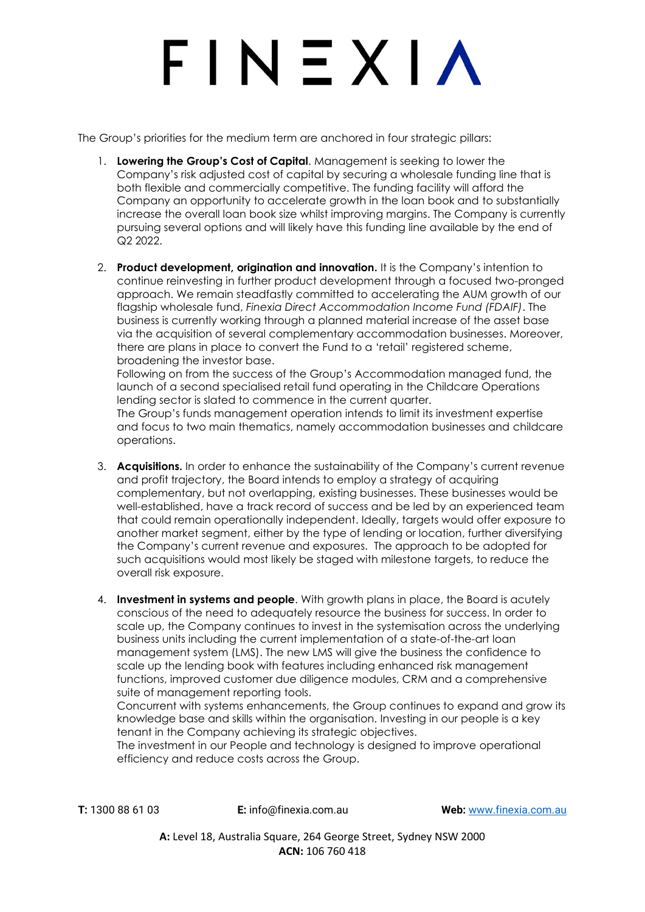The Group's priorities for the medium term are anchored in four strategic pillars:

1. **Lowering the Group's Cost of Capital**. Management is seeking to lower the Company's risk adjusted cost of capital by securing a wholesale funding line that is both flexible and commercially competitive. The funding facility will afford the Company an opportunity to accelerate growth in the loan book and to substantially increase the overall loan book size whilst improving margins. The Company is currently pursuing several options and will likely have this funding line available by the end of Q2 2022.

2. **Product development, origination and innovation.** It is the Company's intention to continue reinvesting in further product development through a focused two-pronged approach. We remain steadfastly committed to accelerating the AUM growth of our flagship wholesale fund, *Finexia Direct Accommodation Income Fund (FDAIF)*. The business is currently working through a planned material increase of the asset base via the acquisition of several complementary accommodation businesses. Moreover, there are plans in place to convert the Fund to a 'retail' registered scheme, broadening the investor base.
   Following on from the success of the Group's Accommodation managed fund, the launch of a second specialised retail fund operating in the Childcare Operations lending sector is slated to commence in the current quarter.
   The Group's funds management operation intends to limit its investment expertise and focus to two main thematics, namely accommodation businesses and childcare operations.

3. **Acquisitions.** In order to enhance the sustainability of the Company's current revenue and profit trajectory, the Board intends to employ a strategy of acquiring complementary, but not overlapping, existing businesses. These businesses would be well-established, have a track record of success and be led by an experienced team that could remain operationally independent. Ideally, targets would offer exposure to another market segment, either by the type of lending or location, further diversifying the Company's current revenue and exposures. The approach to be adopted for such acquisitions would most likely be staged with milestone targets, to reduce the overall risk exposure.

4. **Investment in systems and people**. With growth plans in place, the Board is acutely conscious of the need to adequately resource the business for success. In order to scale up, the Company continues to invest in the systemisation across the underlying business units including the current implementation of a state-of-the-art loan management system (LMS). The new LMS will give the business the confidence to scale up the lending book with features including enhanced risk management functions, improved customer due diligence modules, CRM and a comprehensive suite of management reporting tools.
   Concurrent with systems enhancements, the Group continues to expand and grow its knowledge base and skills within the organisation. Investing in our people is a key tenant in the Company achieving its strategic objectives.
   The investment in our People and technology is designed to improve operational efficiency and reduce costs across the Group.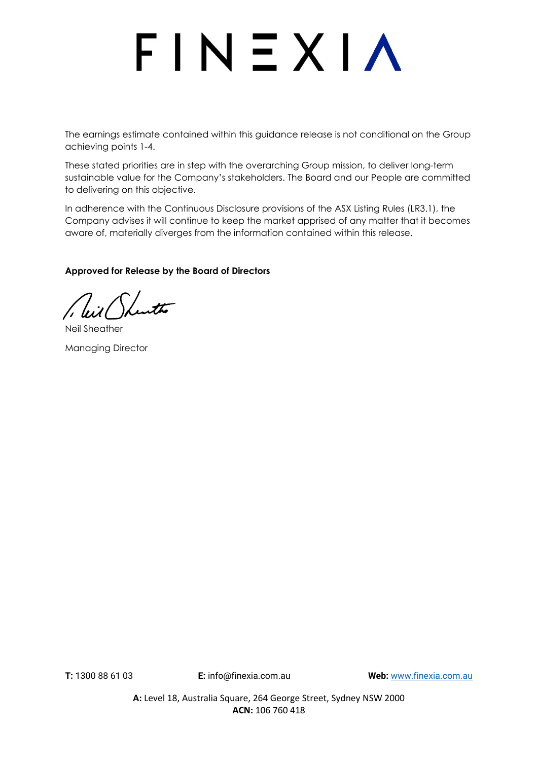The earnings estimate contained within this guidance release is not conditional on the Group achieving points 1-4.

These stated priorities are in step with the overarching Group mission, to deliver long-term sustainable value for the Company's stakeholders. The Board and our People are committed to delivering on this objective.

In adherence with the Continuous Disclosure provisions of the ASX Listing Rules (LR3.1), the Company advises it will continue to keep the market apprised of any matter that it becomes aware of, materially diverges from the information contained within this release.

**Approved for Release by the Board of Directors**

Neil Sheather

Managing Director

**T:** 1300 88 61 03 **E:** info@finexia.com.au **Web:** www.finexia.com.au

**A:** Level 18, Australia Square, 264 George Street, Sydney NSW 2000
**ACN:** 106 760 418